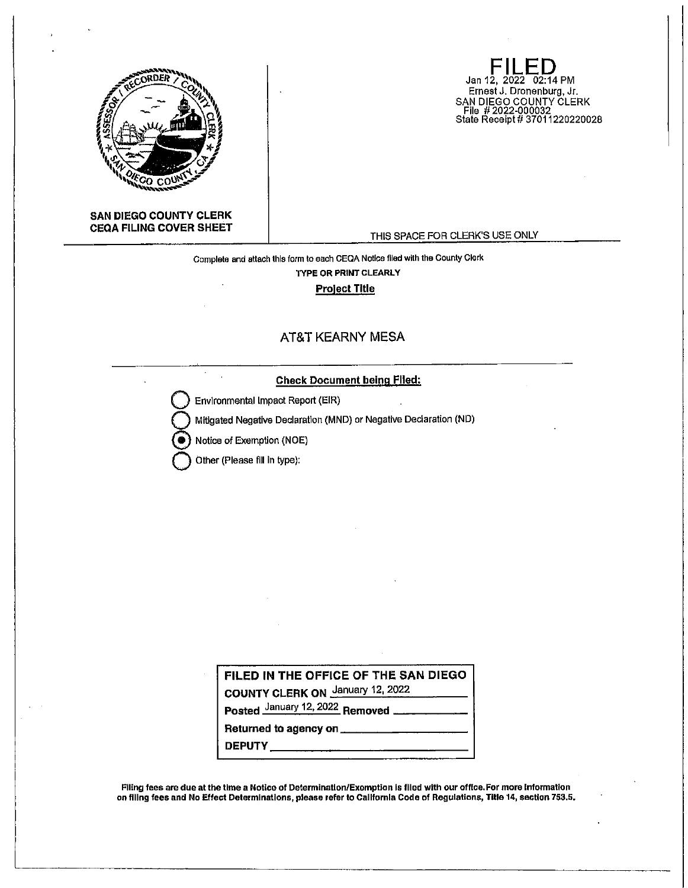**SAN DIEGO COUNTY CLERK**
**CEQA FILING COVER SHEET**

FILED
Jan 12, 2022 02:14 PM
Ernest J. Dronenburg, Jr.
SAN DIEGO COUNTY CLERK
File # 2022-000032
State Receipt # 37011220220028

THIS SPACE FOR CLERK'S USE ONLY

Complete and attach this form to each CEQA Notice filed with the County Clerk

**TYPE OR PRINT CLEARLY**

**Project Title**

AT&T KEARNY MESA

**Check Document being Filed:**

- ○ Environmental Impact Report (EIR)
- ○ Mitigated Negative Declaration (MND) or Negative Declaration (ND)
- ● Notice of Exemption (NOE)
- ○ Other (Please fill in type):

**FILED IN THE OFFICE OF THE SAN DIEGO COUNTY CLERK ON** January 12, 2022

**Posted** January 12, 2022 **Removed** ____________

**Returned to agency on** ____________

**DEPUTY** ____________

**Filing fees are due at the time a Notice of Determination/Exemption is filed with our office. For more information on filing fees and No Effect Determinations, please refer to California Code of Regulations, Title 14, section 753.5.**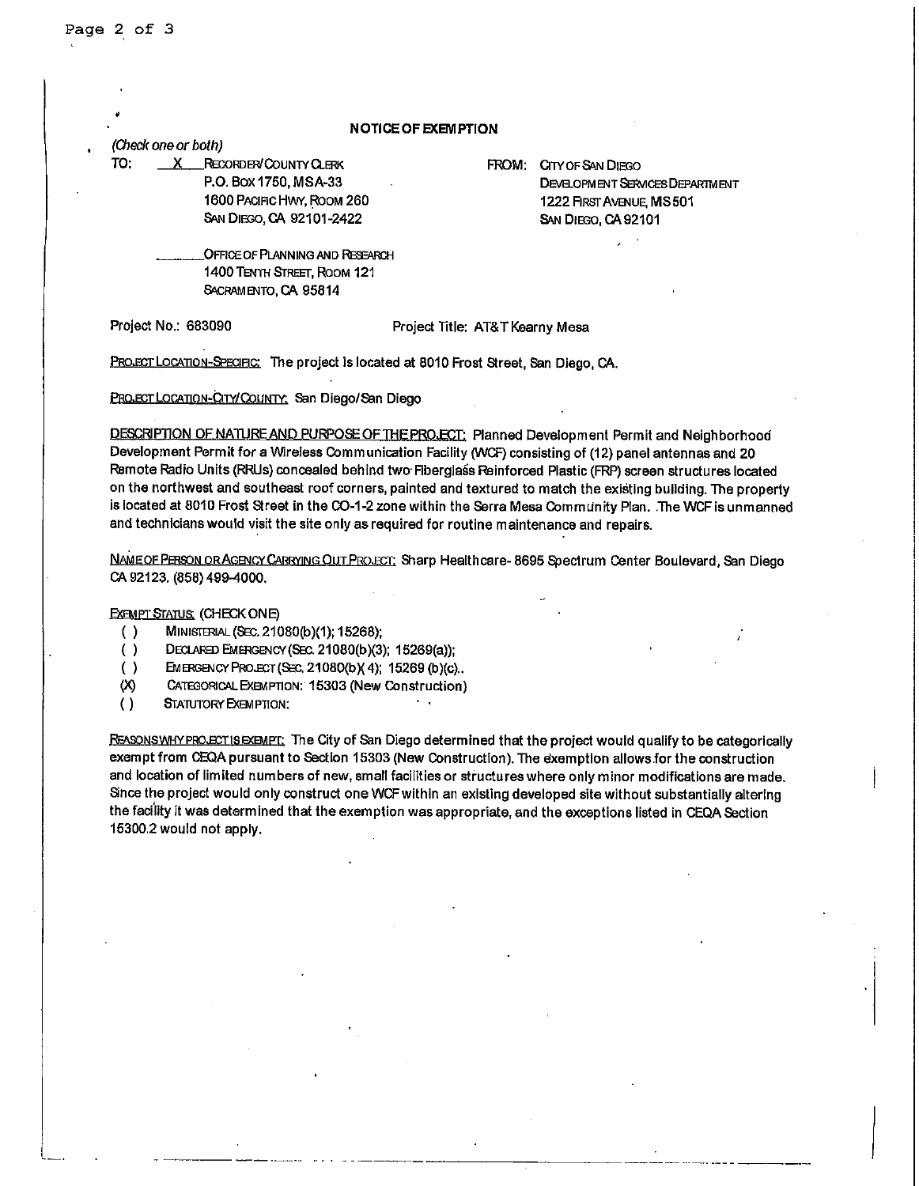## NOTICE OF EXEMPTION

*(Check one or both)*

TO: __X__ RECORDER/COUNTY CLERK
P.O. BOX 1750, MS A-33
1600 PACIFIC HWY, ROOM 260
SAN DIEGO, CA 92101-2422

_____ OFFICE OF PLANNING AND RESEARCH
1400 TENTH STREET, ROOM 121
SACRAMENTO, CA 95814

FROM: CITY OF SAN DIEGO
DEVELOPMENT SERVICES DEPARTMENT
1222 FIRST AVENUE, MS 501
SAN DIEGO, CA 92101

Project No.: 683090 Project Title: AT&T Kearny Mesa

PROJECT LOCATION-SPECIFIC: The project is located at 8010 Frost Street, San Diego, CA.

PROJECT LOCATION-CITY/COUNTY: San Diego/San Diego

DESCRIPTION OF NATURE AND PURPOSE OF THE PROJECT: Planned Development Permit and Neighborhood Development Permit for a Wireless Communication Facility (WCF) consisting of (12) panel antennas and 20 Remote Radio Units (RRUs) concealed behind two Fiberglass Reinforced Plastic (FRP) screen structures located on the northwest and southeast roof corners, painted and textured to match the existing building. The property is located at 8010 Frost Street in the CO-1-2 zone within the Serra Mesa Community Plan. The WCF is unmanned and technicians would visit the site only as required for routine maintenance and repairs.

NAME OF PERSON OR AGENCY CARRYING OUT PROJECT: Sharp Healthcare- 8695 Spectrum Center Boulevard, San Diego CA 92123. (858) 499-4000.

EXEMPT STATUS: (CHECK ONE)

- ( ) MINISTERIAL (SEC. 21080(b)(1); 15268);
- ( ) DECLARED EMERGENCY (SEC. 21080(b)(3); 15269(a));
- ( ) EMERGENCY PROJECT (SEC. 21080(b)(4); 15269 (b)(c)..
- (X) CATEGORICAL EXEMPTION: 15303 (New Construction)
- ( ) STATUTORY EXEMPTION:

REASONS WHY PROJECT IS EXEMPT: The City of San Diego determined that the project would qualify to be categorically exempt from CEQA pursuant to Section 15303 (New Construction). The exemption allows for the construction and location of limited numbers of new, small facilities or structures where only minor modifications are made. Since the project would only construct one WCF within an existing developed site without substantially altering the facility it was determined that the exemption was appropriate, and the exceptions listed in CEQA Section 15300.2 would not apply.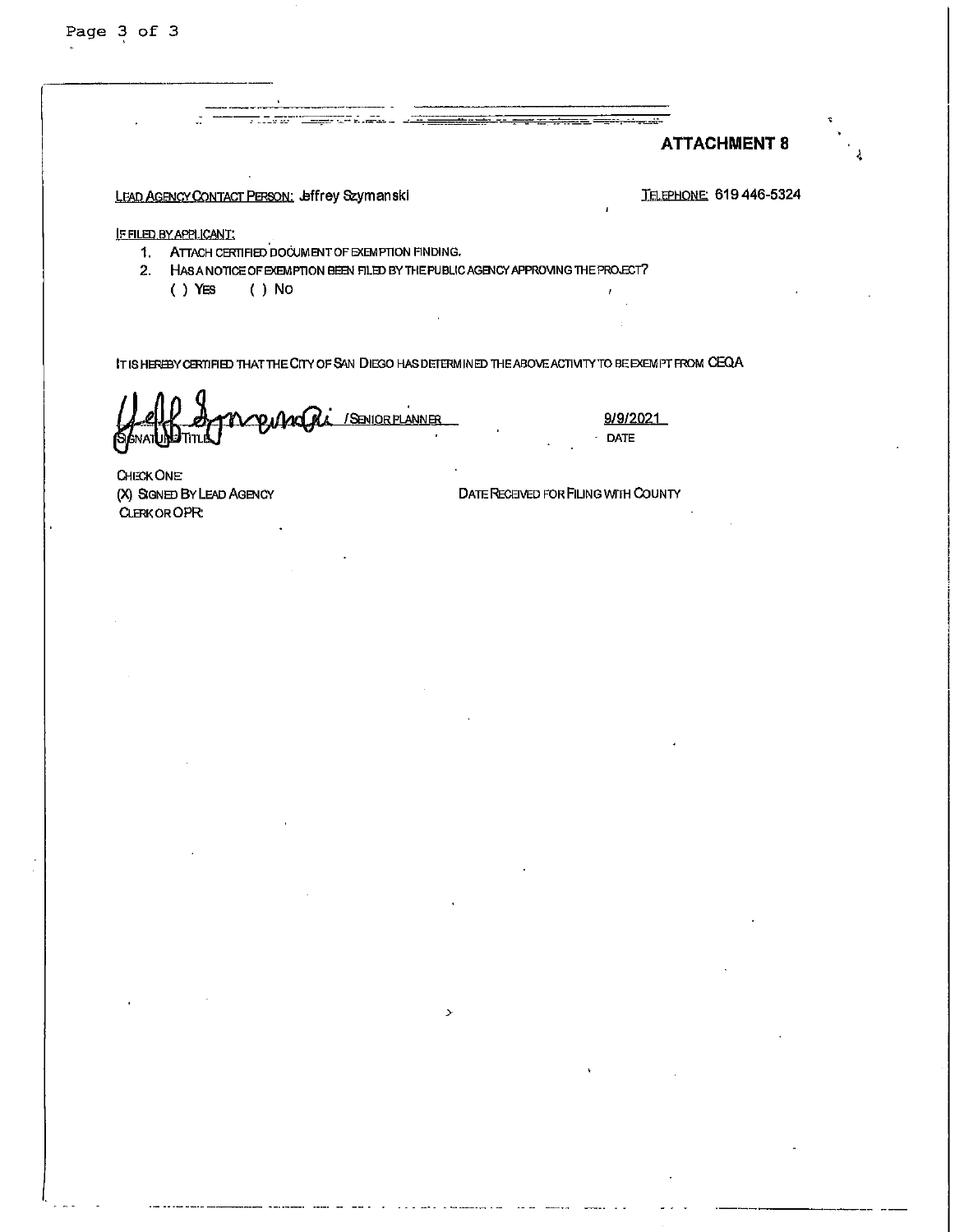**ATTACHMENT 8**

LEAD AGENCY CONTACT PERSON: Jeffrey Szymanski

TELEPHONE: 619 446-5324

IF FILED BY APPLICANT:

1. ATTACH CERTIFIED DOCUMENT OF EXEMPTION FINDING.
2. HAS A NOTICE OF EXEMPTION BEEN FILED BY THE PUBLIC AGENCY APPROVING THE PROJECT?
   ( ) YES ( ) NO

IT IS HEREBY CERTIFIED THAT THE CITY OF SAN DIEGO HAS DETERMINED THE ABOVE ACTIVITY TO BE EXEMPT FROM CEQA

/SENIOR PLANNER
SIGNATURE/TITLE

9/9/2021
DATE

CHECK ONE:
(X) SIGNED BY LEAD AGENCY
CLERK OR OPR:

DATE RECEIVED FOR FILING WITH COUNTY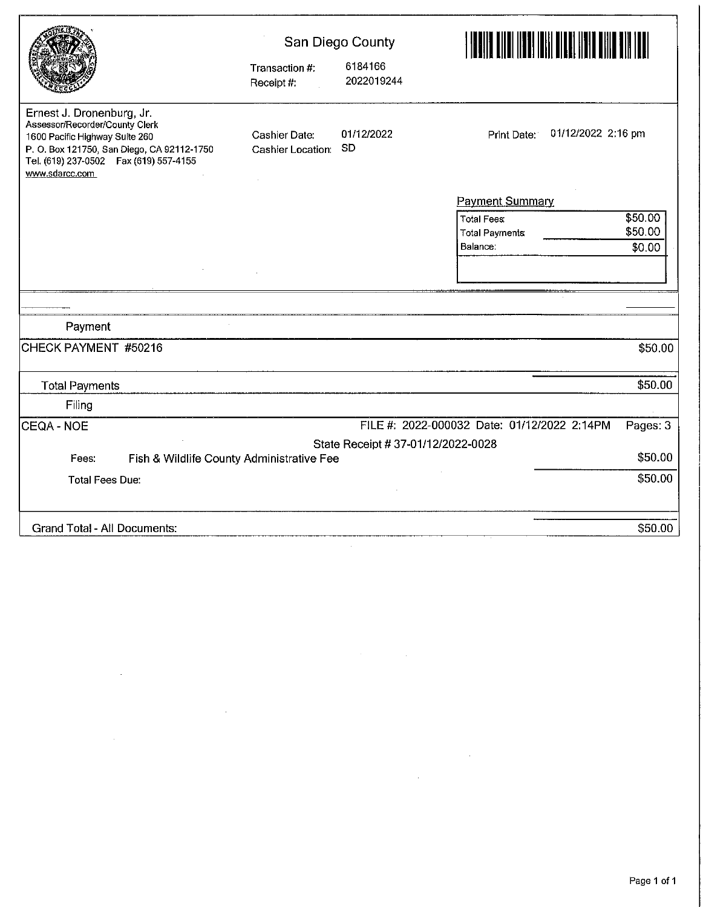San Diego County

Transaction #: 6184166
Receipt #: 2022019244

Ernest J. Dronenburg, Jr.
Assessor/Recorder/County Clerk
1600 Pacific Highway Suite 260
P. O. Box 121750, San Diego, CA 92112-1750
Tel. (619) 237-0502 Fax (619) 557-4155
www.sdarcc.com

Cashier Date: 01/12/2022
Cashier Location: SD

Print Date: 01/12/2022 2:16 pm

**Payment Summary**

| | |
|---|---|
| Total Fees | $50.00 |
| Total Payments | $50.00 |
| Balance: | $0.00 |

**Payment**

| | |
|---|---|
| CHECK PAYMENT #50216 | $50.00 |
| Total Payments | $50.00 |

**Filing**

CEQA - NOE FILE #: 2022-000032 Date: 01/12/2022 2:14PM Pages: 3

State Receipt # 37-01/12/2022-0028

| | | |
|---|---|---|
| Fees: | Fish & Wildlife County Administrative Fee | $50.00 |
| Total Fees Due: | | $50.00 |

| | |
|---|---|
| Grand Total - All Documents: | $50.00 |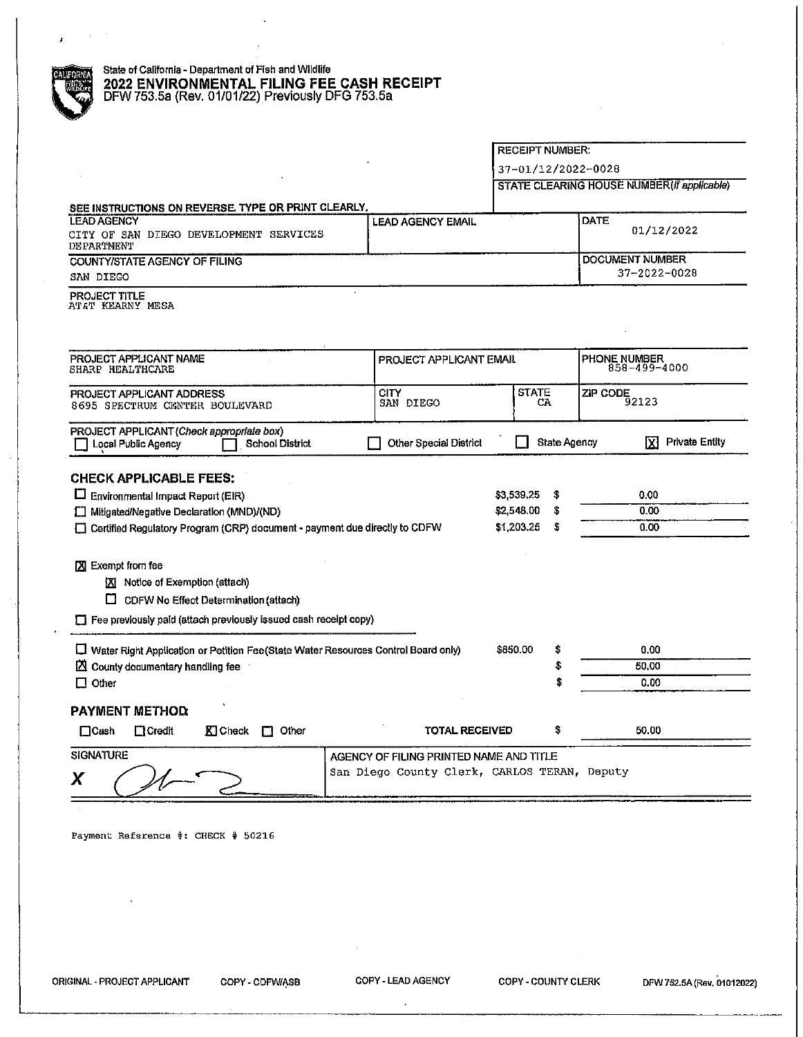State of California - Department of Fish and Wildlife

# 2022 ENVIRONMENTAL FILING FEE CASH RECEIPT

DFW 753.5a (Rev. 01/01/22) Previously DFG 753.5a

RECEIPT NUMBER:
37-01/12/2022-0028

STATE CLEARING HOUSE NUMBER(*If applicable*)

SEE INSTRUCTIONS ON REVERSE. TYPE OR PRINT CLEARLY.

| LEAD AGENCY | LEAD AGENCY EMAIL | DATE |
|---|---|---|
| CITY OF SAN DIEGO DEVELOPMENT SERVICES DEPARTMENT | | 01/12/2022 |

| COUNTY/STATE AGENCY OF FILING | DOCUMENT NUMBER |
|---|---|
| SAN DIEGO | 37-2022-0028 |

PROJECT TITLE
AT&T KEARNY MESA

| PROJECT APPLICANT NAME | PROJECT APPLICANT EMAIL | | PHONE NUMBER |
|---|---|---|---|
| SHARP HEALTHCARE | | | 858-499-4000 |
| **PROJECT APPLICANT ADDRESS** | **CITY** | **STATE** | **ZIP CODE** |
| 8695 SPECTRUM CENTER BOULEVARD | SAN DIEGO | CA | 92123 |

PROJECT APPLICANT (*Check appropriate box*)

☐ Local Public Agency ☐ School District ☐ Other Special District ☐ State Agency ☒ Private Entity

## CHECK APPLICABLE FEES:

| | | |
|---|---|---|
| ☐ Environmental Impact Report (EIR) | $3,539.25 | $ 0.00 |
| ☐ Mitigated/Negative Declaration (MND)/(ND) | $2,548.00 | $ 0.00 |
| ☐ Certified Regulatory Program (CRP) document - payment due directly to CDFW | $1,203.25 | $ 0.00 |

☒ Exempt from fee
- ☒ Notice of Exemption (attach)
- ☐ CDFW No Effect Determination (attach)

☐ Fee previously paid (attach previously issued cash receipt copy)

| | | |
|---|---|---|
| ☐ Water Right Application or Petition Fee(State Water Resources Control Board only) | $850.00 | $ 0.00 |
| ☒ County documentary handling fee | | $ 50.00 |
| ☐ Other | | $ 0.00 |

## PAYMENT METHOD:

☐ Cash ☐ Credit ☒ Check ☐ Other

**TOTAL RECEIVED** $ 50.00

| SIGNATURE | AGENCY OF FILING PRINTED NAME AND TITLE |
|---|---|
| X [signature] | San Diego County Clerk, CARLOS TERAN, Deputy |

Payment Reference #: CHECK # 50216

ORIGINAL - PROJECT APPLICANT COPY - CDFW/ASB COPY - LEAD AGENCY COPY - COUNTY CLERK DFW 752.5A (Rev. 01012022)